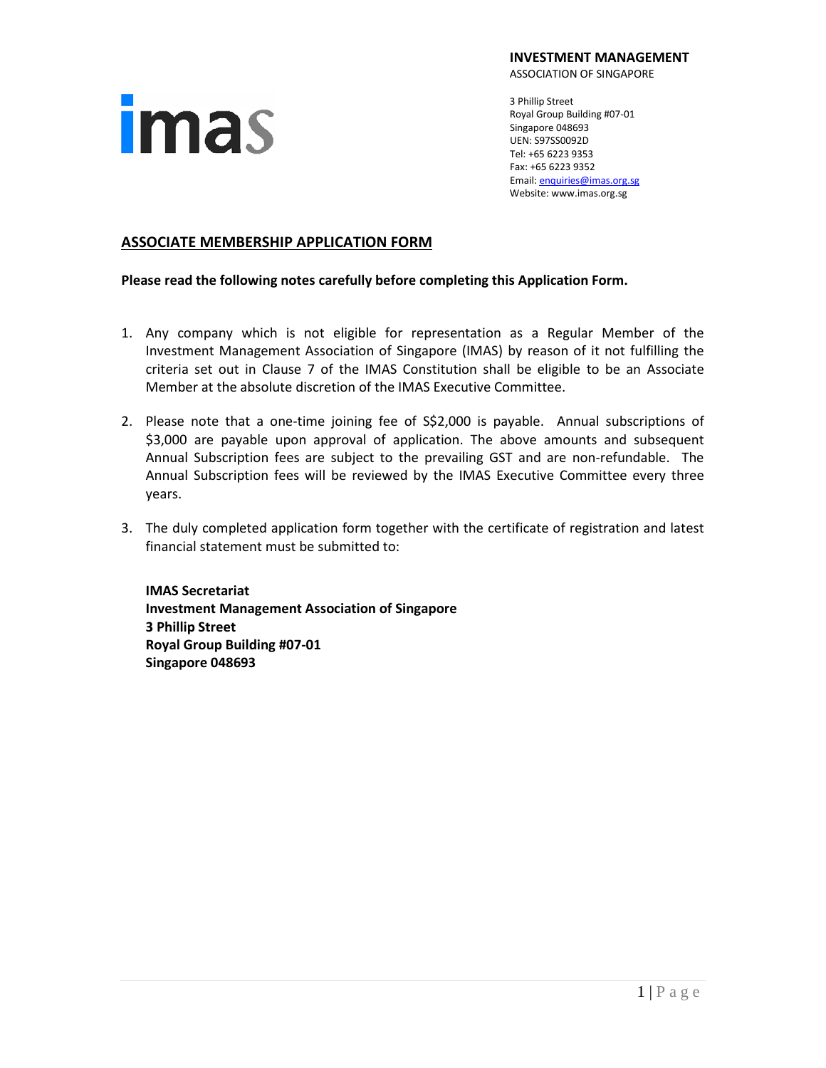imas

**INVESTMENT MANAGEMENT**
ASSOCIATION OF SINGAPORE

3 Phillip Street
Royal Group Building #07-01
Singapore 048693
UEN: S97SS0092D
Tel: +65 6223 9353
Fax: +65 6223 9352
Email: enquiries@imas.org.sg
Website: www.imas.org.sg

## ASSOCIATE MEMBERSHIP APPLICATION FORM

**Please read the following notes carefully before completing this Application Form.**

1. Any company which is not eligible for representation as a Regular Member of the Investment Management Association of Singapore (IMAS) by reason of it not fulfilling the criteria set out in Clause 7 of the IMAS Constitution shall be eligible to be an Associate Member at the absolute discretion of the IMAS Executive Committee.

2. Please note that a one-time joining fee of S$2,000 is payable. Annual subscriptions of $3,000 are payable upon approval of application. The above amounts and subsequent Annual Subscription fees are subject to the prevailing GST and are non-refundable. The Annual Subscription fees will be reviewed by the IMAS Executive Committee every three years.

3. The duly completed application form together with the certificate of registration and latest financial statement must be submitted to:

   **IMAS Secretariat**
   **Investment Management Association of Singapore**
   **3 Phillip Street**
   **Royal Group Building #07-01**
   **Singapore 048693**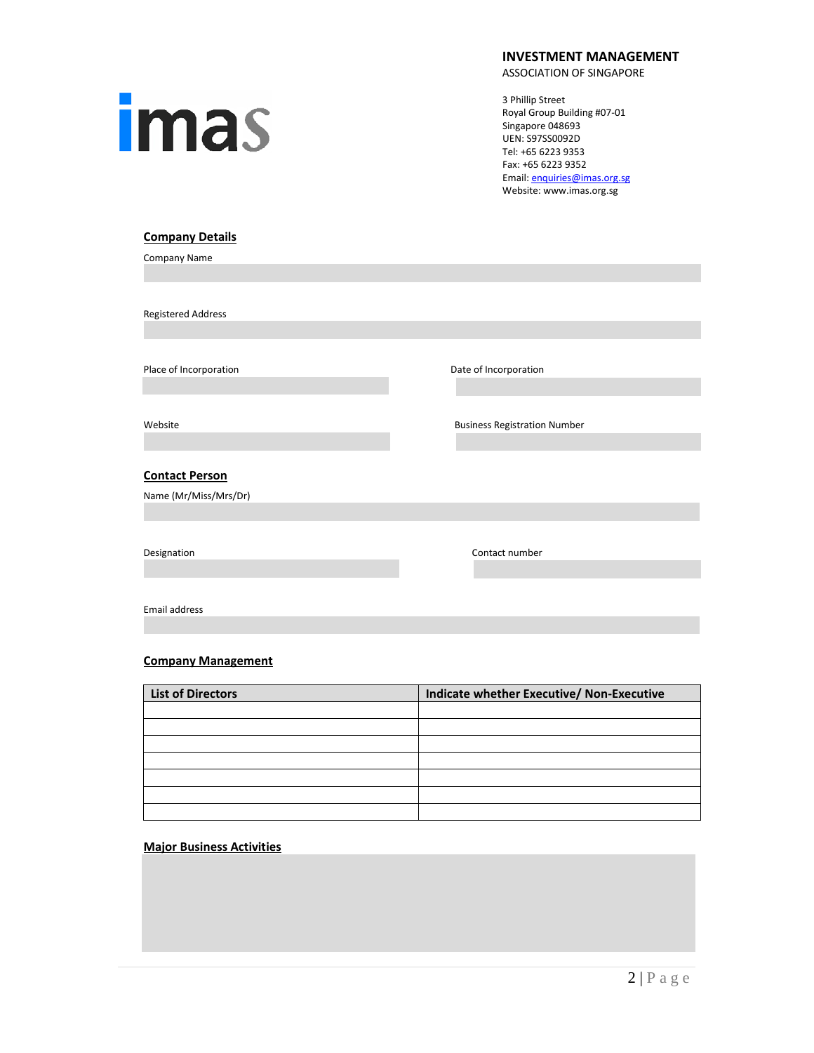imas

**INVESTMENT MANAGEMENT**
ASSOCIATION OF SINGAPORE

3 Phillip Street
Royal Group Building #07-01
Singapore 048693
UEN: S97SS0092D
Tel: +65 6223 9353
Fax: +65 6223 9352
Email: enquiries@imas.org.sg
Website: www.imas.org.sg

## Company Details

Company Name

Registered Address

Place of Incorporation

Date of Incorporation

Website

Business Registration Number

## Contact Person

Name (Mr/Miss/Mrs/Dr)

Designation

Contact number

Email address

## Company Management

| List of Directors | Indicate whether Executive/ Non-Executive |
|---|---|
| | |
| | |
| | |
| | |
| | |
| | |
| | |

## Major Business Activities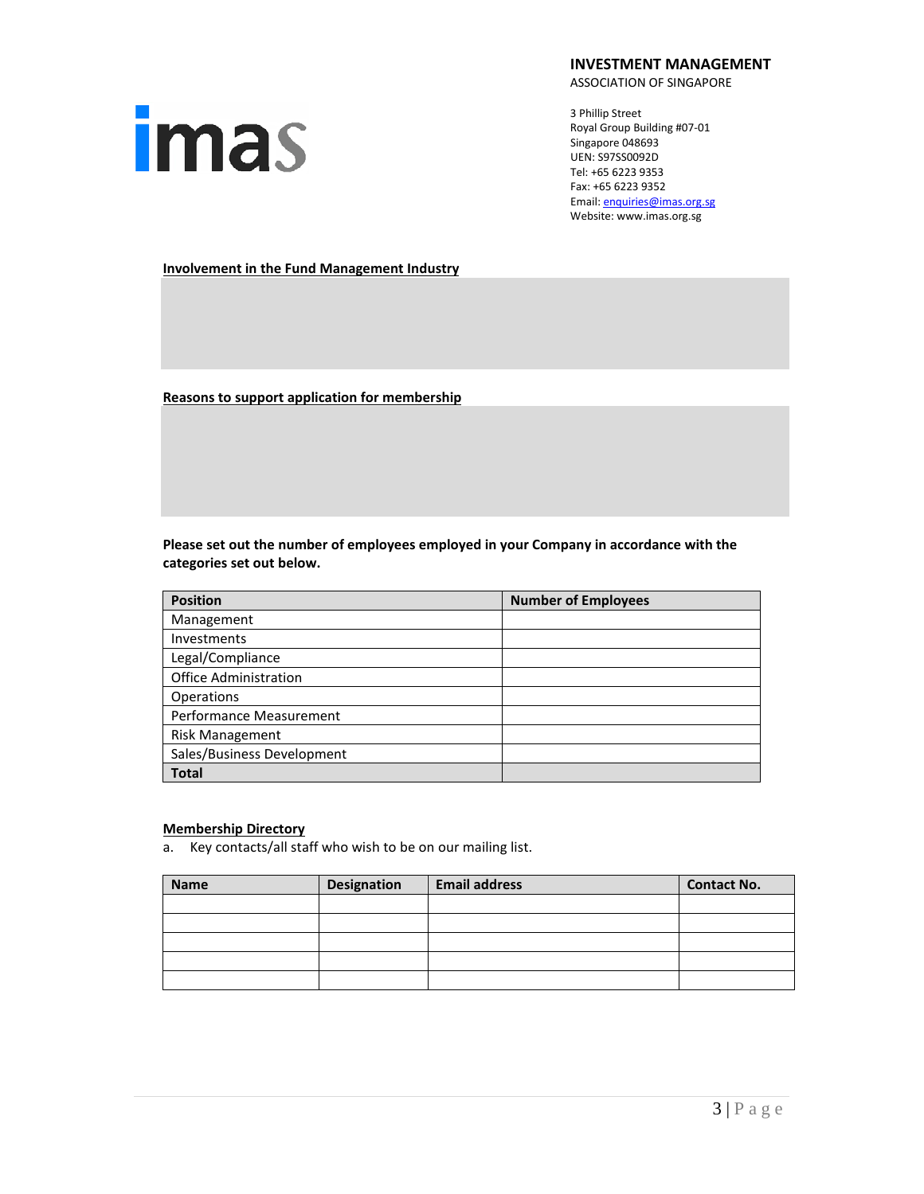**INVESTMENT MANAGEMENT**
ASSOCIATION OF SINGAPORE

3 Phillip Street
Royal Group Building #07-01
Singapore 048693
UEN: S97SS0092D
Tel: +65 6223 9353
Fax: +65 6223 9352
Email: enquiries@imas.org.sg
Website: www.imas.org.sg

**Involvement in the Fund Management Industry**

**Reasons to support application for membership**

**Please set out the number of employees employed in your Company in accordance with the categories set out below.**

| Position | Number of Employees |
|---|---|
| Management | |
| Investments | |
| Legal/Compliance | |
| Office Administration | |
| Operations | |
| Performance Measurement | |
| Risk Management | |
| Sales/Business Development | |
| **Total** | |

**Membership Directory**

a. Key contacts/all staff who wish to be on our mailing list.

| Name | Designation | Email address | Contact No. |
|---|---|---|---|
| | | | |
| | | | |
| | | | |
| | | | |
| | | | |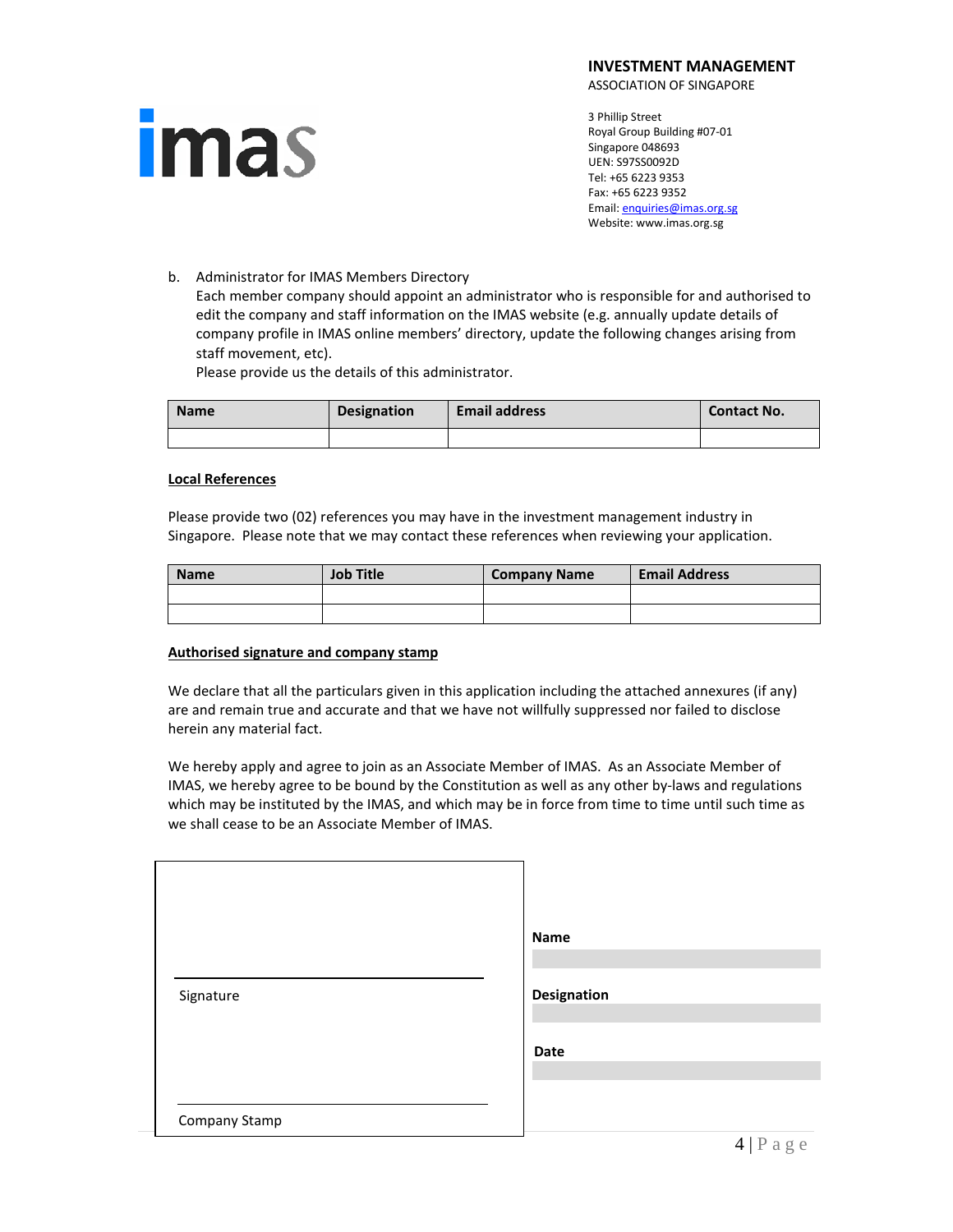imas

**INVESTMENT MANAGEMENT**
ASSOCIATION OF SINGAPORE

3 Phillip Street
Royal Group Building #07-01
Singapore 048693
UEN: S97SS0092D
Tel: +65 6223 9353
Fax: +65 6223 9352
Email: enquiries@imas.org.sg
Website: www.imas.org.sg

b. Administrator for IMAS Members Directory
   Each member company should appoint an administrator who is responsible for and authorised to edit the company and staff information on the IMAS website (e.g. annually update details of company profile in IMAS online members' directory, update the following changes arising from staff movement, etc).
   Please provide us the details of this administrator.

| Name | Designation | Email address | Contact No. |
|---|---|---|---|
| | | | |

**Local References**

Please provide two (02) references you may have in the investment management industry in Singapore. Please note that we may contact these references when reviewing your application.

| Name | Job Title | Company Name | Email Address |
|---|---|---|---|
| | | | |
| | | | |

**Authorised signature and company stamp**

We declare that all the particulars given in this application including the attached annexures (if any) are and remain true and accurate and that we have not willfully suppressed nor failed to disclose herein any material fact.

We hereby apply and agree to join as an Associate Member of IMAS. As an Associate Member of IMAS, we hereby agree to be bound by the Constitution as well as any other by-laws and regulations which may be instituted by the IMAS, and which may be in force from time to time until such time as we shall cease to be an Associate Member of IMAS.

Signature

Company Stamp

**Name**

**Designation**

**Date**